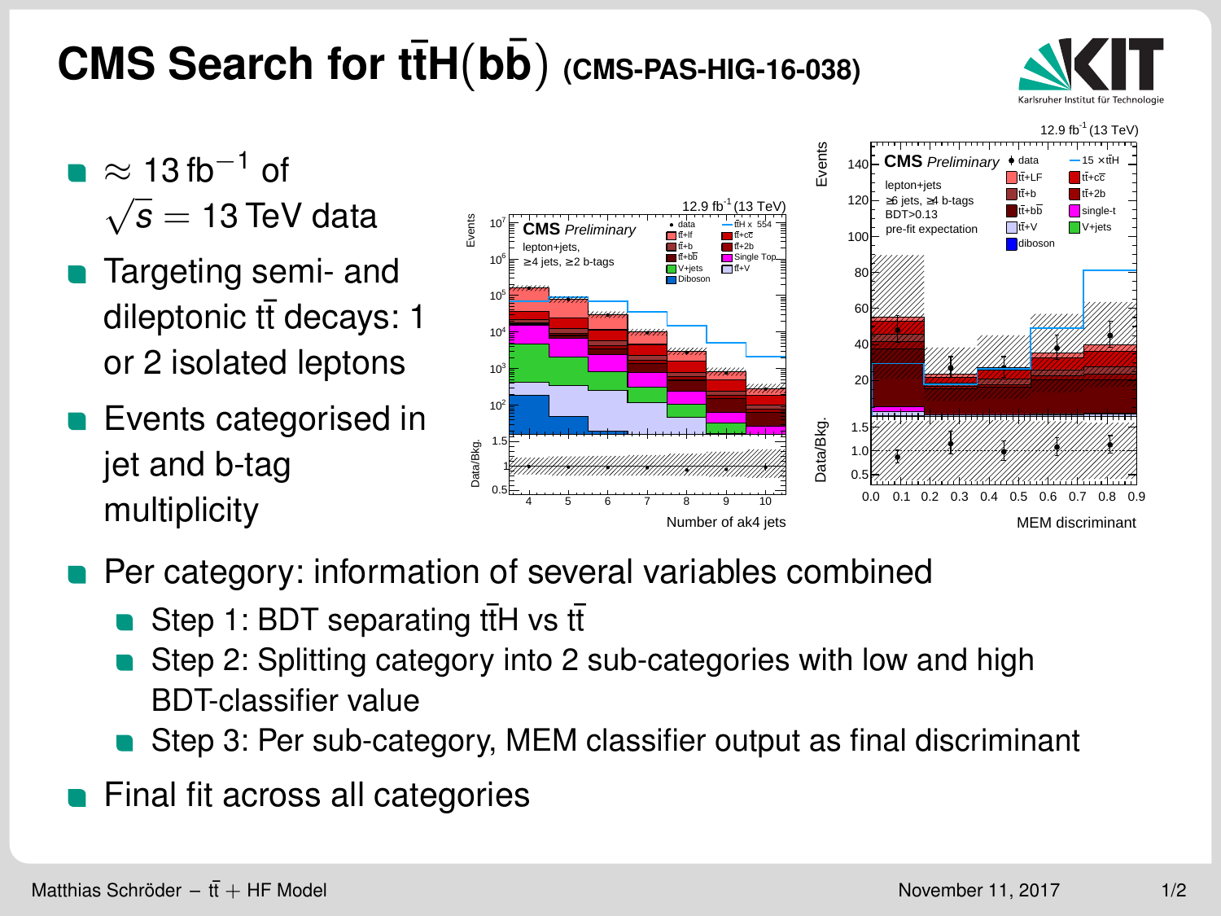# CMS Search for $t\bar{t}H(b\bar{b})$ (CMS-PAS-HIG-16-038)

- $\approx 13\,\text{fb}^{-1}$ of $\sqrt{s} = 13\,\text{TeV}$ data
- Targeting semi- and dileptonic $t\bar{t}$ decays: 1 or 2 isolated leptons
- Events categorised in jet and b-tag multiplicity
- Per category: information of several variables combined
  - Step 1: BDT separating $t\bar{t}H$ vs $t\bar{t}$
  - Step 2: Splitting category into 2 sub-categories with low and high BDT-classifier value
  - Step 3: Per sub-category, MEM classifier output as final discriminant
- Final fit across all categories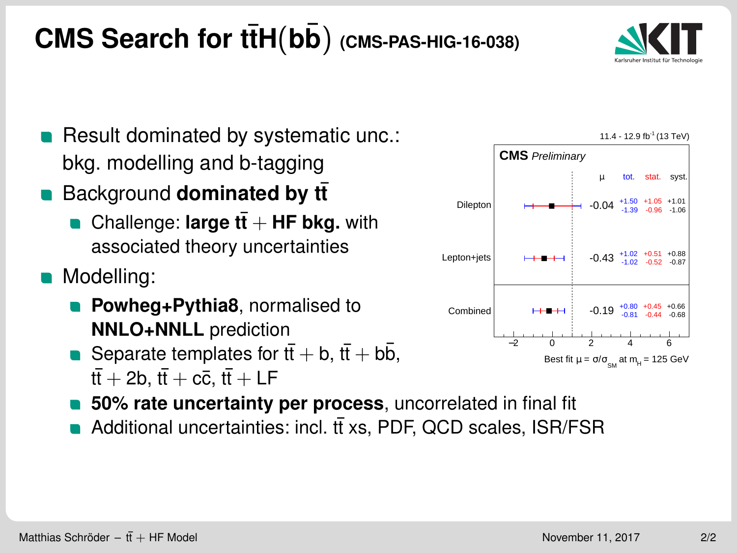# CMS Search for $t\bar{t}H(b\bar{b})$ (CMS-PAS-HIG-16-038)

- Result dominated by systematic unc.: bkg. modelling and b-tagging
- Background **dominated by $t\bar{t}$**
  - Challenge: **large $t\bar{t}$ + HF bkg.** with associated theory uncertainties
- Modelling:
  - **Powheg+Pythia8**, normalised to **NNLO+NNLL** prediction
  - Separate templates for $t\bar{t}+b$, $t\bar{t}+b\bar{b}$, $t\bar{t}+2b$, $t\bar{t}+c\bar{c}$, $t\bar{t}$ + LF
  - **50% rate uncertainty per process**, uncorrelated in final fit
  - Additional uncertainties: incl. $t\bar{t}$ xs, PDF, QCD scales, ISR/FSR

11.4 - 12.9 fb$^{-1}$ (13 TeV)

**CMS** *Preliminary*

μ tot. stat. syst.

Dilepton -0.04 +1.50 -1.39 +1.05 -0.96 +1.01 -1.06

Lepton+jets -0.43 +1.02 -1.02 +0.51 -0.52 +0.88 -0.87

Combined -0.19 +0.80 -0.81 +0.45 -0.44 +0.66 -0.68

−2 0 2 4 6

Best fit $\mu = \sigma/\sigma_{SM}$ at $m_H$ = 125 GeV